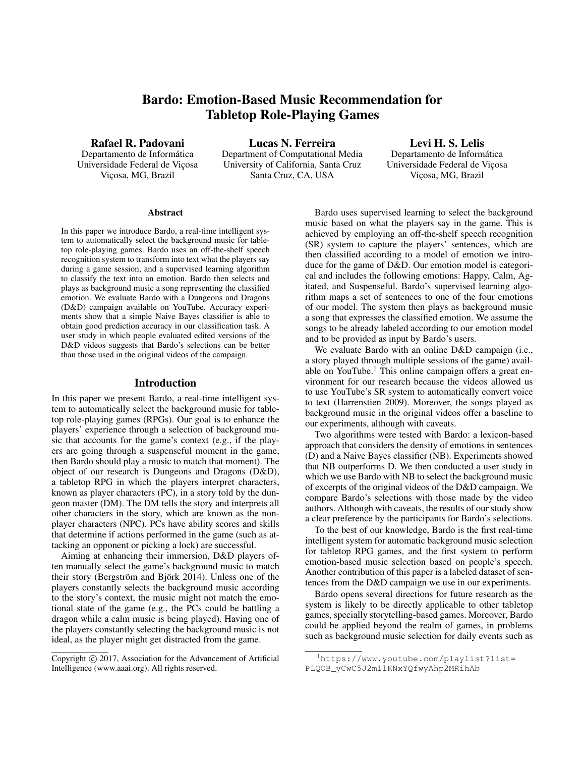# Bardo: Emotion-Based Music Recommendation for Tabletop Role-Playing Games

**Rafael R. Padovani**
Departamento de Informática
Universidade Federal de Viçosa
Viçosa, MG, Brazil

**Lucas N. Ferreira**
Department of Computational Media
University of California, Santa Cruz
Santa Cruz, CA, USA

**Levi H. S. Lelis**
Departamento de Informática
Universidade Federal de Viçosa
Viçosa, MG, Brazil

## Abstract

In this paper we introduce Bardo, a real-time intelligent system to automatically select the background music for tabletop role-playing games. Bardo uses an off-the-shelf speech recognition system to transform into text what the players say during a game session, and a supervised learning algorithm to classify the text into an emotion. Bardo then selects and plays as background music a song representing the classified emotion. We evaluate Bardo with a Dungeons and Dragons (D&D) campaign available on YouTube. Accuracy experiments show that a simple Naive Bayes classifier is able to obtain good prediction accuracy in our classification task. A user study in which people evaluated edited versions of the D&D videos suggests that Bardo's selections can be better than those used in the original videos of the campaign.

## Introduction

In this paper we present Bardo, a real-time intelligent system to automatically select the background music for tabletop role-playing games (RPGs). Our goal is to enhance the players' experience through a selection of background music that accounts for the game's context (e.g., if the players are going through a suspenseful moment in the game, then Bardo should play a music to match that moment). The object of our research is Dungeons and Dragons (D&D), a tabletop RPG in which the players interpret characters, known as player characters (PC), in a story told by the dungeon master (DM). The DM tells the story and interprets all other characters in the story, which are known as the non-player characters (NPC). PCs have ability scores and skills that determine if actions performed in the game (such as attacking an opponent or picking a lock) are successful.

Aiming at enhancing their immersion, D&D players often manually select the game's background music to match their story (Bergström and Björk 2014). Unless one of the players constantly selects the background music according to the story's context, the music might not match the emotional state of the game (e.g., the PCs could be battling a dragon while a calm music is being played). Having one of the players constantly selecting the background music is not ideal, as the player might get distracted from the game.

Bardo uses supervised learning to select the background music based on what the players say in the game. This is achieved by employing an off-the-shelf speech recognition (SR) system to capture the players' sentences, which are then classified according to a model of emotion we introduce for the game of D&D. Our emotion model is categorical and includes the following emotions: Happy, Calm, Agitated, and Suspenseful. Bardo's supervised learning algorithm maps a set of sentences to one of the four emotions of our model. The system then plays as background music a song that expresses the classified emotion. We assume the songs to be already labeled according to our emotion model and to be provided as input by Bardo's users.

We evaluate Bardo with an online D&D campaign (i.e., a story played through multiple sessions of the game) available on YouTube.[1] This online campaign offers a great environment for our research because the videos allowed us to use YouTube's SR system to automatically convert voice to text (Harrenstien 2009). Moreover, the songs played as background music in the original videos offer a baseline to our experiments, although with caveats.

Two algorithms were tested with Bardo: a lexicon-based approach that considers the density of emotions in sentences (D) and a Naive Bayes classifier (NB). Experiments showed that NB outperforms D. We then conducted a user study in which we use Bardo with NB to select the background music of excerpts of the original videos of the D&D campaign. We compare Bardo's selections with those made by the video authors. Although with caveats, the results of our study show a clear preference by the participants for Bardo's selections.

To the best of our knowledge, Bardo is the first real-time intelligent system for automatic background music selection for tabletop RPG games, and the first system to perform emotion-based music selection based on people's speech. Another contribution of this paper is a labeled dataset of sentences from the D&D campaign we use in our experiments.

Bardo opens several directions for future research as the system is likely to be directly applicable to other tabletop games, specially storytelling-based games. Moreover, Bardo could be applied beyond the realm of games, in problems such as background music selection for daily events such as

Copyright © 2017, Association for the Advancement of Artificial Intelligence (www.aaai.org). All rights reserved.

[1] https://www.youtube.com/playlist?list=PLQOB_yCwC5J2m1lKNxYQfwyAhp2MRihAb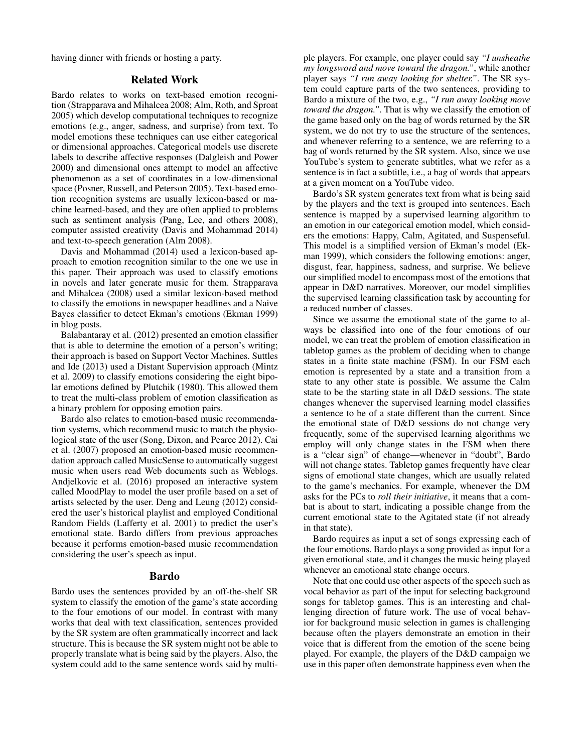having dinner with friends or hosting a party.

## Related Work

Bardo relates to works on text-based emotion recognition (Strapparava and Mihalcea 2008; Alm, Roth, and Sproat 2005) which develop computational techniques to recognize emotions (e.g., anger, sadness, and surprise) from text. To model emotions these techniques can use either categorical or dimensional approaches. Categorical models use discrete labels to describe affective responses (Dalgleish and Power 2000) and dimensional ones attempt to model an affective phenomenon as a set of coordinates in a low-dimensional space (Posner, Russell, and Peterson 2005). Text-based emotion recognition systems are usually lexicon-based or machine learned-based, and they are often applied to problems such as sentiment analysis (Pang, Lee, and others 2008), computer assisted creativity (Davis and Mohammad 2014) and text-to-speech generation (Alm 2008).

Davis and Mohammad (2014) used a lexicon-based approach to emotion recognition similar to the one we use in this paper. Their approach was used to classify emotions in novels and later generate music for them. Strapparava and Mihalcea (2008) used a similar lexicon-based method to classify the emotions in newspaper headlines and a Naive Bayes classifier to detect Ekman's emotions (Ekman 1999) in blog posts.

Balabantaray et al. (2012) presented an emotion classifier that is able to determine the emotion of a person's writing; their approach is based on Support Vector Machines. Suttles and Ide (2013) used a Distant Supervision approach (Mintz et al. 2009) to classify emotions considering the eight bipolar emotions defined by Plutchik (1980). This allowed them to treat the multi-class problem of emotion classification as a binary problem for opposing emotion pairs.

Bardo also relates to emotion-based music recommendation systems, which recommend music to match the physiological state of the user (Song, Dixon, and Pearce 2012). Cai et al. (2007) proposed an emotion-based music recommendation approach called MusicSense to automatically suggest music when users read Web documents such as Weblogs. Andjelkovic et al. (2016) proposed an interactive system called MoodPlay to model the user profile based on a set of artists selected by the user. Deng and Leung (2012) considered the user's historical playlist and employed Conditional Random Fields (Lafferty et al. 2001) to predict the user's emotional state. Bardo differs from previous approaches because it performs emotion-based music recommendation considering the user's speech as input.

## Bardo

Bardo uses the sentences provided by an off-the-shelf SR system to classify the emotion of the game's state according to the four emotions of our model. In contrast with many works that deal with text classification, sentences provided by the SR system are often grammatically incorrect and lack structure. This is because the SR system might not be able to properly translate what is being said by the players. Also, the system could add to the same sentence words said by multiple players. For example, one player could say *"I unsheathe my longsword and move toward the dragon."*, while another player says *"I run away looking for shelter."*. The SR system could capture parts of the two sentences, providing to Bardo a mixture of the two, e.g., *"I run away looking move toward the dragon."*. That is why we classify the emotion of the game based only on the bag of words returned by the SR system, we do not try to use the structure of the sentences, and whenever referring to a sentence, we are referring to a bag of words returned by the SR system. Also, since we use YouTube's system to generate subtitles, what we refer as a sentence is in fact a subtitle, i.e., a bag of words that appears at a given moment on a YouTube video.

Bardo's SR system generates text from what is being said by the players and the text is grouped into sentences. Each sentence is mapped by a supervised learning algorithm to an emotion in our categorical emotion model, which considers the emotions: Happy, Calm, Agitated, and Suspenseful. This model is a simplified version of Ekman's model (Ekman 1999), which considers the following emotions: anger, disgust, fear, happiness, sadness, and surprise. We believe our simplified model to encompass most of the emotions that appear in D&D narratives. Moreover, our model simplifies the supervised learning classification task by accounting for a reduced number of classes.

Since we assume the emotional state of the game to always be classified into one of the four emotions of our model, we can treat the problem of emotion classification in tabletop games as the problem of deciding when to change states in a finite state machine (FSM). In our FSM each emotion is represented by a state and a transition from a state to any other state is possible. We assume the Calm state to be the starting state in all D&D sessions. The state changes whenever the supervised learning model classifies a sentence to be of a state different than the current. Since the emotional state of D&D sessions do not change very frequently, some of the supervised learning algorithms we employ will only change states in the FSM when there is a "clear sign" of change—whenever in "doubt", Bardo will not change states. Tabletop games frequently have clear signs of emotional state changes, which are usually related to the game's mechanics. For example, whenever the DM asks for the PCs to *roll their initiative*, it means that a combat is about to start, indicating a possible change from the current emotional state to the Agitated state (if not already in that state).

Bardo requires as input a set of songs expressing each of the four emotions. Bardo plays a song provided as input for a given emotional state, and it changes the music being played whenever an emotional state change occurs.

Note that one could use other aspects of the speech such as vocal behavior as part of the input for selecting background songs for tabletop games. This is an interesting and challenging direction of future work. The use of vocal behavior for background music selection in games is challenging because often the players demonstrate an emotion in their voice that is different from the emotion of the scene being played. For example, the players of the D&D campaign we use in this paper often demonstrate happiness even when the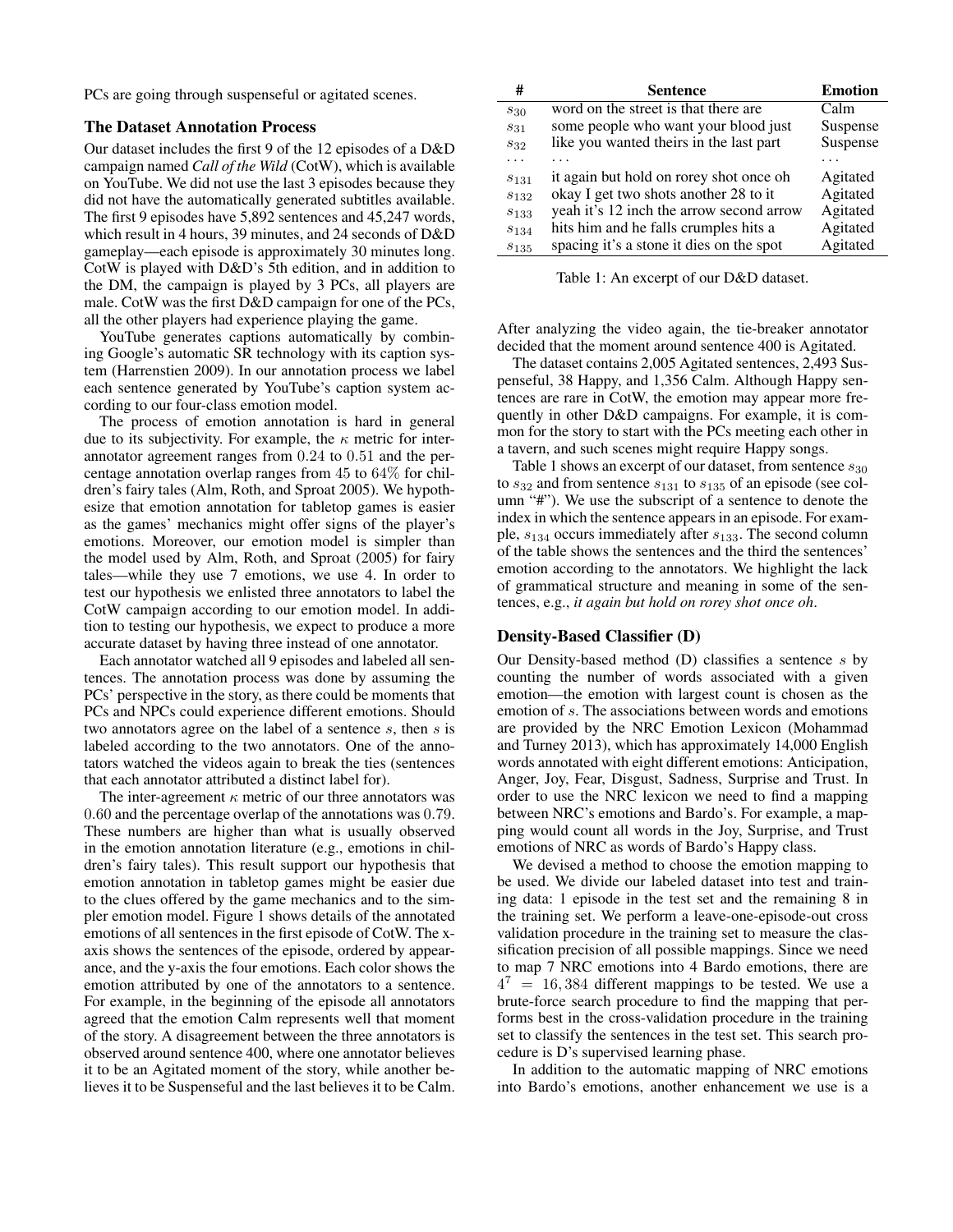PCs are going through suspenseful or agitated scenes.

### The Dataset Annotation Process

Our dataset includes the first 9 of the 12 episodes of a D&D campaign named *Call of the Wild* (CotW), which is available on YouTube. We did not use the last 3 episodes because they did not have the automatically generated subtitles available. The first 9 episodes have 5,892 sentences and 45,247 words, which result in 4 hours, 39 minutes, and 24 seconds of D&D gameplay—each episode is approximately 30 minutes long. CotW is played with D&D's 5th edition, and in addition to the DM, the campaign is played by 3 PCs, all players are male. CotW was the first D&D campaign for one of the PCs, all the other players had experience playing the game.

YouTube generates captions automatically by combining Google's automatic SR technology with its caption system (Harrenstien 2009). In our annotation process we label each sentence generated by YouTube's caption system according to our four-class emotion model.

The process of emotion annotation is hard in general due to its subjectivity. For example, the $\kappa$ metric for inter-annotator agreement ranges from $0.24$ to $0.51$ and the percentage annotation overlap ranges from $45$ to $64\%$ for children's fairy tales (Alm, Roth, and Sproat 2005). We hypothesize that emotion annotation for tabletop games is easier as the games' mechanics might offer signs of the player's emotions. Moreover, our emotion model is simpler than the model used by Alm, Roth, and Sproat (2005) for fairy tales—while they use 7 emotions, we use 4. In order to test our hypothesis we enlisted three annotators to label the CotW campaign according to our emotion model. In addition to testing our hypothesis, we expect to produce a more accurate dataset by having three instead of one annotator.

Each annotator watched all 9 episodes and labeled all sentences. The annotation process was done by assuming the PCs' perspective in the story, as there could be moments that PCs and NPCs could experience different emotions. Should two annotators agree on the label of a sentence $s$, then $s$ is labeled according to the two annotators. One of the annotators watched the videos again to break the ties (sentences that each annotator attributed a distinct label for).

The inter-agreement $\kappa$ metric of our three annotators was $0.60$ and the percentage overlap of the annotations was $0.79$. These numbers are higher than what is usually observed in the emotion annotation literature (e.g., emotions in children's fairy tales). This result support our hypothesis that emotion annotation in tabletop games might be easier due to the clues offered by the game mechanics and to the simpler emotion model. Figure 1 shows details of the annotated emotions of all sentences in the first episode of CotW. The x-axis shows the sentences of the episode, ordered by appearance, and the y-axis the four emotions. Each color shows the emotion attributed by one of the annotators to a sentence. For example, in the beginning of the episode all annotators agreed that the emotion Calm represents well that moment of the story. A disagreement between the three annotators is observed around sentence 400, where one annotator believes it to be an Agitated moment of the story, while another believes it to be Suspenseful and the last believes it to be Calm.

| # | Sentence | Emotion |
|---|---|---|
| $s_{30}$ | word on the street is that there are | Calm |
| $s_{31}$ | some people who want your blood just | Suspense |
| $s_{32}$ | like you wanted theirs in the last part | Suspense |
| ... | ... | ... |
| $s_{131}$ | it again but hold on rorey shot once oh | Agitated |
| $s_{132}$ | okay I get two shots another 28 to it | Agitated |
| $s_{133}$ | yeah it's 12 inch the arrow second arrow | Agitated |
| $s_{134}$ | hits him and he falls crumples hits a | Agitated |
| $s_{135}$ | spacing it's a stone it dies on the spot | Agitated |

Table 1: An excerpt of our D&D dataset.

After analyzing the video again, the tie-breaker annotator decided that the moment around sentence 400 is Agitated.

The dataset contains 2,005 Agitated sentences, 2,493 Suspenseful, 38 Happy, and 1,356 Calm. Although Happy sentences are rare in CotW, the emotion may appear more frequently in other D&D campaigns. For example, it is common for the story to start with the PCs meeting each other in a tavern, and such scenes might require Happy songs.

Table 1 shows an excerpt of our dataset, from sentence $s_{30}$ to $s_{32}$ and from sentence $s_{131}$ to $s_{135}$ of an episode (see column "#"). We use the subscript of a sentence to denote the index in which the sentence appears in an episode. For example, $s_{134}$ occurs immediately after $s_{133}$. The second column of the table shows the sentences and the third the sentences' emotion according to the annotators. We highlight the lack of grammatical structure and meaning in some of the sentences, e.g., *it again but hold on rorey shot once oh*.

### Density-Based Classifier (D)

Our Density-based method (D) classifies a sentence $s$ by counting the number of words associated with a given emotion—the emotion with largest count is chosen as the emotion of $s$. The associations between words and emotions are provided by the NRC Emotion Lexicon (Mohammad and Turney 2013), which has approximately 14,000 English words annotated with eight different emotions: Anticipation, Anger, Joy, Fear, Disgust, Sadness, Surprise and Trust. In order to use the NRC lexicon we need to find a mapping between NRC's emotions and Bardo's. For example, a mapping would count all words in the Joy, Surprise, and Trust emotions of NRC as words of Bardo's Happy class.

We devised a method to choose the emotion mapping to be used. We divide our labeled dataset into test and training data: 1 episode in the test set and the remaining 8 in the training set. We perform a leave-one-episode-out cross validation procedure in the training set to measure the classification precision of all possible mappings. Since we need to map 7 NRC emotions into 4 Bardo emotions, there are $4^7 = 16,384$ different mappings to be tested. We use a brute-force search procedure to find the mapping that performs best in the cross-validation procedure in the training set to classify the sentences in the test set. This search procedure is D's supervised learning phase.

In addition to the automatic mapping of NRC emotions into Bardo's emotions, another enhancement we use is a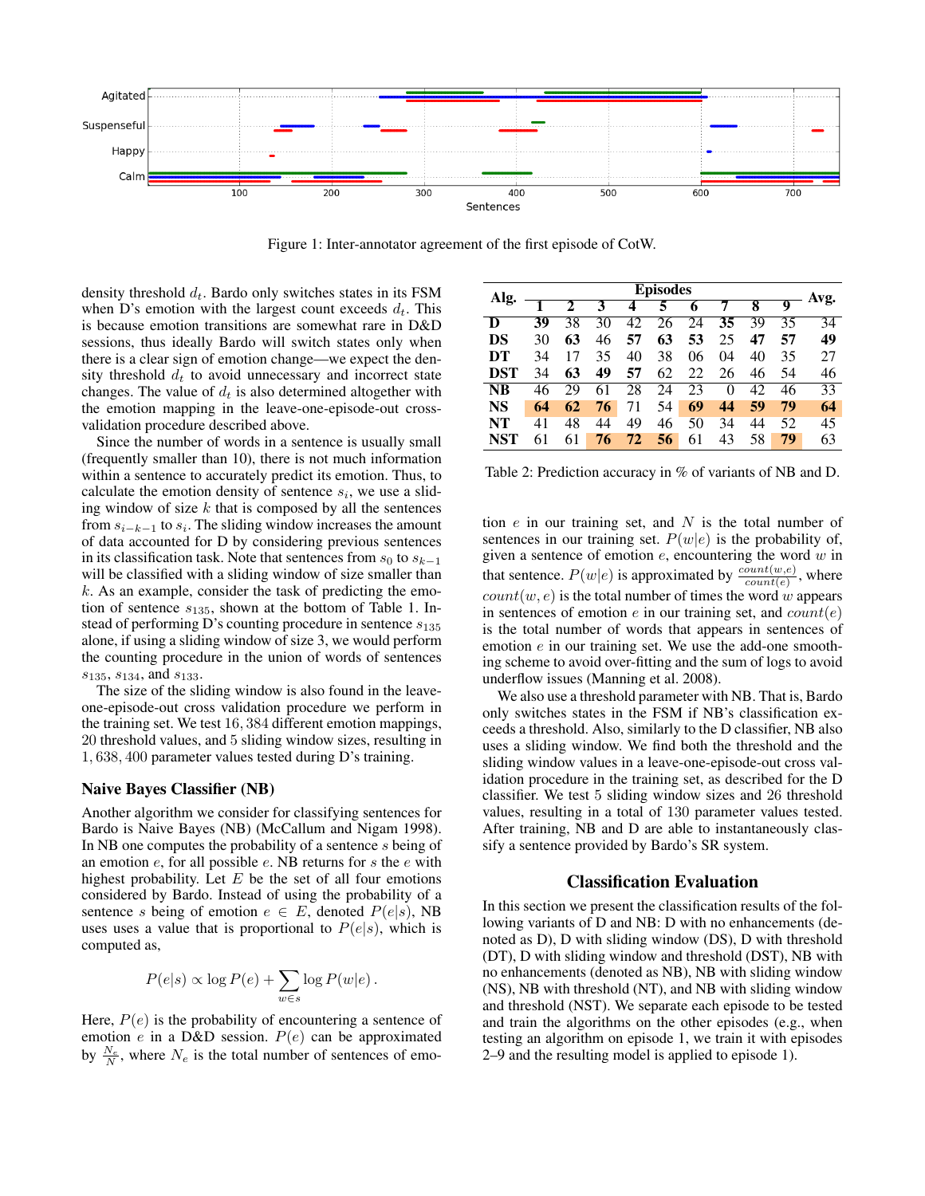Figure 1: Inter-annotator agreement of the first episode of CotW.

density threshold $d_t$. Bardo only switches states in its FSM when D's emotion with the largest count exceeds $d_t$. This is because emotion transitions are somewhat rare in D&D sessions, thus ideally Bardo will switch states only when there is a clear sign of emotion change—we expect the density threshold $d_t$ to avoid unnecessary and incorrect state changes. The value of $d_t$ is also determined altogether with the emotion mapping in the leave-one-episode-out cross-validation procedure described above.

Since the number of words in a sentence is usually small (frequently smaller than 10), there is not much information within a sentence to accurately predict its emotion. Thus, to calculate the emotion density of sentence $s_i$, we use a sliding window of size $k$ that is composed by all the sentences from $s_{i-k-1}$ to $s_i$. The sliding window increases the amount of data accounted for D by considering previous sentences in its classification task. Note that sentences from $s_0$ to $s_{k-1}$ will be classified with a sliding window of size smaller than $k$. As an example, consider the task of predicting the emotion of sentence $s_{135}$, shown at the bottom of Table 1. Instead of performing D's counting procedure in sentence $s_{135}$ alone, if using a sliding window of size 3, we would perform the counting procedure in the union of words of sentences $s_{135}$, $s_{134}$, and $s_{133}$.

The size of the sliding window is also found in the leave-one-episode-out cross validation procedure we perform in the training set. We test $16,384$ different emotion mappings, 20 threshold values, and 5 sliding window sizes, resulting in $1,638,400$ parameter values tested during D's training.

### Naive Bayes Classifier (NB)

Another algorithm we consider for classifying sentences for Bardo is Naive Bayes (NB) (McCallum and Nigam 1998). In NB one computes the probability of a sentence $s$ being of an emotion $e$, for all possible $e$. NB returns for $s$ the $e$ with highest probability. Let $E$ be the set of all four emotions considered by Bardo. Instead of using the probability of a sentence $s$ being of emotion $e \in E$, denoted $P(e|s)$, NB uses uses a value that is proportional to $P(e|s)$, which is computed as,

$$P(e|s) \propto \log P(e) + \sum_{w \in s} \log P(w|e) \,.$$

Here, $P(e)$ is the probability of encountering a sentence of emotion $e$ in a D&D session. $P(e)$ can be approximated by $\frac{N_e}{N}$, where $N_e$ is the total number of sentences of emotion $e$ in our training set, and $N$ is the total number of sentences in our training set. $P(w|e)$ is the probability of, given a sentence of emotion $e$, encountering the word $w$ in that sentence. $P(w|e)$ is approximated by $\frac{count(w,e)}{count(e)}$, where $count(w, e)$ is the total number of times the word $w$ appears in sentences of emotion $e$ in our training set, and $count(e)$ is the total number of words that appears in sentences of emotion $e$ in our training set. We use the add-one smoothing scheme to avoid over-fitting and the sum of logs to avoid underflow issues (Manning et al. 2008).

We also use a threshold parameter with NB. That is, Bardo only switches states in the FSM if NB's classification exceeds a threshold. Also, similarly to the D classifier, NB also uses a sliding window. We find both the threshold and the sliding window values in a leave-one-episode-out cross validation procedure in the training set, as described for the D classifier. We test 5 sliding window sizes and 26 threshold values, resulting in a total of 130 parameter values tested. After training, NB and D are able to instantaneously classify a sentence provided by Bardo's SR system.

| Alg. | Episodes | | | | | | | | | Avg. |
|---|---|---|---|---|---|---|---|---|---|---|
| | 1 | 2 | 3 | 4 | 5 | 6 | 7 | 8 | 9 | |
| **D** | **39** | 38 | 30 | 42 | 26 | 24 | **35** | 39 | 35 | 34 |
| **DS** | 30 | **63** | 46 | **57** | **63** | **53** | 25 | **47** | **57** | **49** |
| **DT** | 34 | 17 | 35 | 40 | 38 | 06 | 04 | 40 | 35 | 27 |
| **DST** | 34 | **63** | **49** | **57** | 62 | 22 | 26 | 46 | 54 | 46 |
| **NB** | 46 | 29 | 61 | 28 | 24 | 23 | 0 | 42 | 46 | 33 |
| **NS** | **64** | **62** | **76** | 71 | 54 | **69** | **44** | **59** | **79** | **64** |
| **NT** | 41 | 48 | 44 | 49 | 46 | 50 | 34 | 44 | 52 | 45 |
| **NST** | 61 | 61 | **76** | **72** | **56** | 61 | 43 | 58 | **79** | 63 |

Table 2: Prediction accuracy in % of variants of NB and D.

## Classification Evaluation

In this section we present the classification results of the following variants of D and NB: D with no enhancements (denoted as D), D with sliding window (DS), D with threshold (DT), D with sliding window and threshold (DST), NB with no enhancements (denoted as NB), NB with sliding window (NS), NB with threshold (NT), and NB with sliding window and threshold (NST). We separate each episode to be tested and train the algorithms on the other episodes (e.g., when testing an algorithm on episode 1, we train it with episodes 2–9 and the resulting model is applied to episode 1).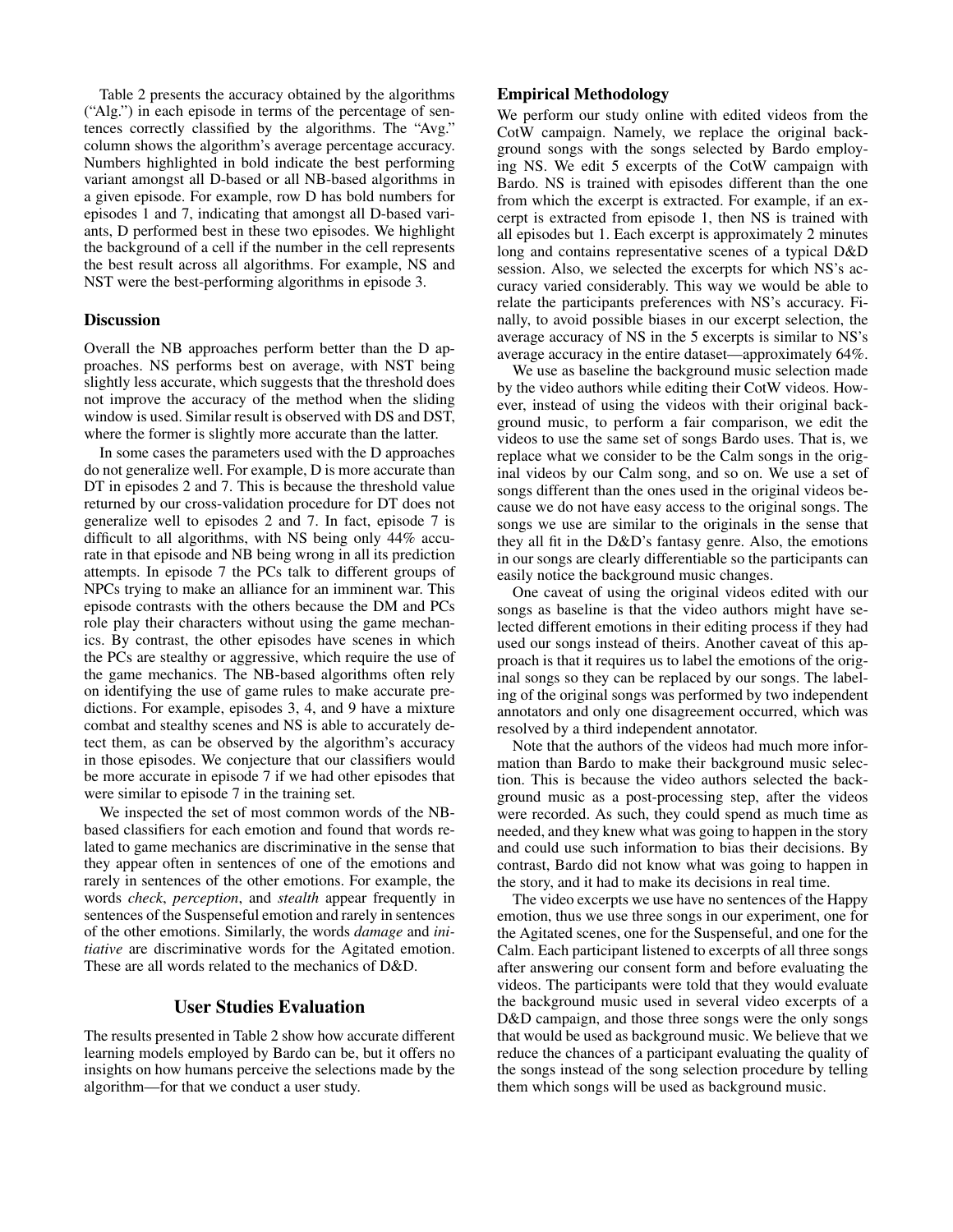Table 2 presents the accuracy obtained by the algorithms ("Alg.") in each episode in terms of the percentage of sentences correctly classified by the algorithms. The "Avg." column shows the algorithm's average percentage accuracy. Numbers highlighted in bold indicate the best performing variant amongst all D-based or all NB-based algorithms in a given episode. For example, row D has bold numbers for episodes 1 and 7, indicating that amongst all D-based variants, D performed best in these two episodes. We highlight the background of a cell if the number in the cell represents the best result across all algorithms. For example, NS and NST were the best-performing algorithms in episode 3.

### Discussion

Overall the NB approaches perform better than the D approaches. NS performs best on average, with NST being slightly less accurate, which suggests that the threshold does not improve the accuracy of the method when the sliding window is used. Similar result is observed with DS and DST, where the former is slightly more accurate than the latter.

In some cases the parameters used with the D approaches do not generalize well. For example, D is more accurate than DT in episodes 2 and 7. This is because the threshold value returned by our cross-validation procedure for DT does not generalize well to episodes 2 and 7. In fact, episode 7 is difficult to all algorithms, with NS being only 44% accurate in that episode and NB being wrong in all its prediction attempts. In episode 7 the PCs talk to different groups of NPCs trying to make an alliance for an imminent war. This episode contrasts with the others because the DM and PCs role play their characters without using the game mechanics. By contrast, the other episodes have scenes in which the PCs are stealthy or aggressive, which require the use of the game mechanics. The NB-based algorithms often rely on identifying the use of game rules to make accurate predictions. For example, episodes 3, 4, and 9 have a mixture combat and stealthy scenes and NS is able to accurately detect them, as can be observed by the algorithm's accuracy in those episodes. We conjecture that our classifiers would be more accurate in episode 7 if we had other episodes that were similar to episode 7 in the training set.

We inspected the set of most common words of the NB-based classifiers for each emotion and found that words related to game mechanics are discriminative in the sense that they appear often in sentences of one of the emotions and rarely in sentences of the other emotions. For example, the words *check*, *perception*, and *stealth* appear frequently in sentences of the Suspenseful emotion and rarely in sentences of the other emotions. Similarly, the words *damage* and *initiative* are discriminative words for the Agitated emotion. These are all words related to the mechanics of D&D.

## User Studies Evaluation

The results presented in Table 2 show how accurate different learning models employed by Bardo can be, but it offers no insights on how humans perceive the selections made by the algorithm—for that we conduct a user study.

### Empirical Methodology

We perform our study online with edited videos from the CotW campaign. Namely, we replace the original background songs with the songs selected by Bardo employing NS. We edit 5 excerpts of the CotW campaign with Bardo. NS is trained with episodes different than the one from which the excerpt is extracted. For example, if an excerpt is extracted from episode 1, then NS is trained with all episodes but 1. Each excerpt is approximately 2 minutes long and contains representative scenes of a typical D&D session. Also, we selected the excerpts for which NS's accuracy varied considerably. This way we would be able to relate the participants preferences with NS's accuracy. Finally, to avoid possible biases in our excerpt selection, the average accuracy of NS in the 5 excerpts is similar to NS's average accuracy in the entire dataset—approximately 64%.

We use as baseline the background music selection made by the video authors while editing their CotW videos. However, instead of using the videos with their original background music, to perform a fair comparison, we edit the videos to use the same set of songs Bardo uses. That is, we replace what we consider to be the Calm songs in the original videos by our Calm song, and so on. We use a set of songs different than the ones used in the original videos because we do not have easy access to the original songs. The songs we use are similar to the originals in the sense that they all fit in the D&D's fantasy genre. Also, the emotions in our songs are clearly differentiable so the participants can easily notice the background music changes.

One caveat of using the original videos edited with our songs as baseline is that the video authors might have selected different emotions in their editing process if they had used our songs instead of theirs. Another caveat of this approach is that it requires us to label the emotions of the original songs so they can be replaced by our songs. The labeling of the original songs was performed by two independent annotators and only one disagreement occurred, which was resolved by a third independent annotator.

Note that the authors of the videos had much more information than Bardo to make their background music selection. This is because the video authors selected the background music as a post-processing step, after the videos were recorded. As such, they could spend as much time as needed, and they knew what was going to happen in the story and could use such information to bias their decisions. By contrast, Bardo did not know what was going to happen in the story, and it had to make its decisions in real time.

The video excerpts we use have no sentences of the Happy emotion, thus we use three songs in our experiment, one for the Agitated scenes, one for the Suspenseful, and one for the Calm. Each participant listened to excerpts of all three songs after answering our consent form and before evaluating the videos. The participants were told that they would evaluate the background music used in several video excerpts of a D&D campaign, and those three songs were the only songs that would be used as background music. We believe that we reduce the chances of a participant evaluating the quality of the songs instead of the song selection procedure by telling them which songs will be used as background music.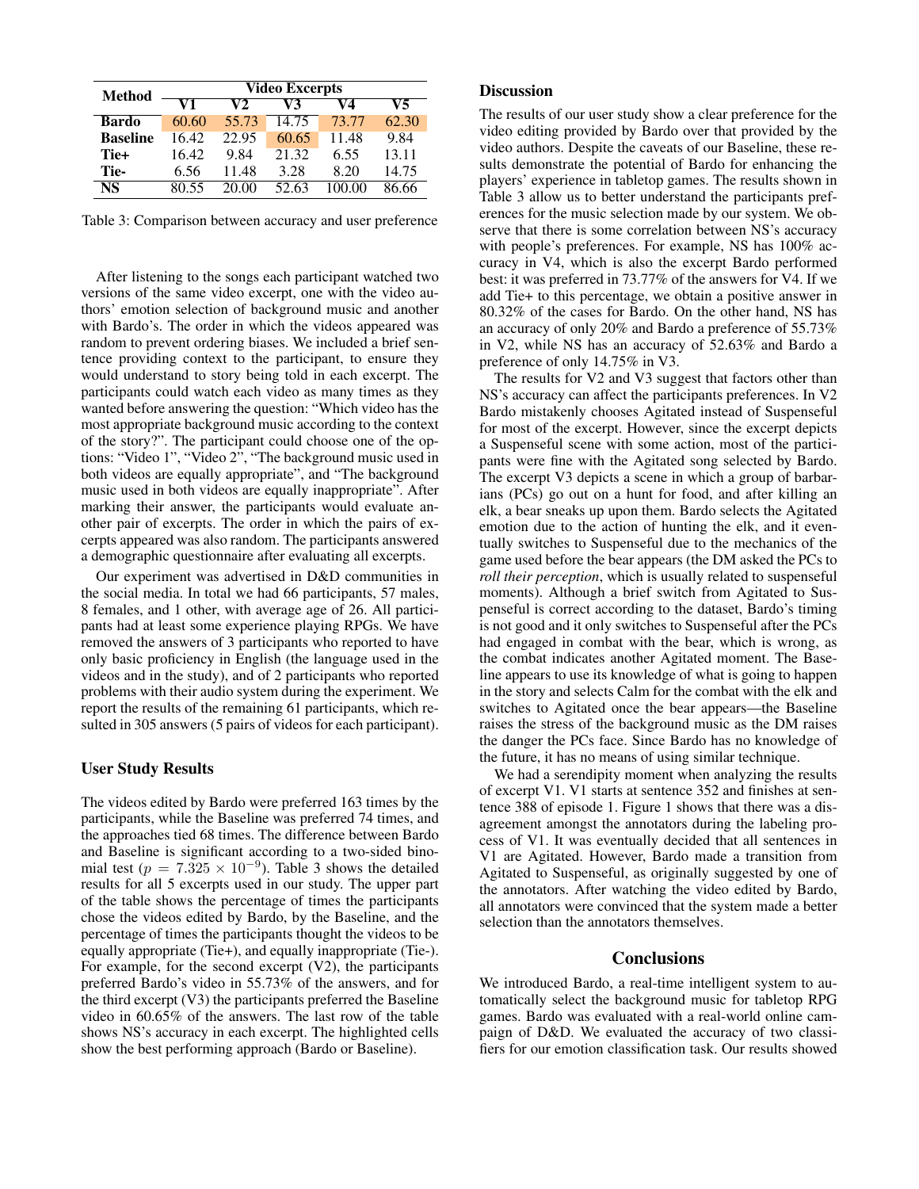| Method | Video Excerpts | | | | |
|---|---|---|---|---|---|
| | V1 | V2 | V3 | V4 | V5 |
| **Bardo** | 60.60 | 55.73 | 14.75 | 73.77 | 62.30 |
| **Baseline** | 16.42 | 22.95 | 60.65 | 11.48 | 9.84 |
| **Tie+** | 16.42 | 9.84 | 21.32 | 6.55 | 13.11 |
| **Tie-** | 6.56 | 11.48 | 3.28 | 8.20 | 14.75 |
| **NS** | 80.55 | 20.00 | 52.63 | 100.00 | 86.66 |

Table 3: Comparison between accuracy and user preference

After listening to the songs each participant watched two versions of the same video excerpt, one with the video authors' emotion selection of background music and another with Bardo's. The order in which the videos appeared was random to prevent ordering biases. We included a brief sentence providing context to the participant, to ensure they would understand to story being told in each excerpt. The participants could watch each video as many times as they wanted before answering the question: "Which video has the most appropriate background music according to the context of the story?". The participant could choose one of the options: "Video 1", "Video 2", "The background music used in both videos are equally appropriate", and "The background music used in both videos are equally inappropriate". After marking their answer, the participants would evaluate another pair of excerpts. The order in which the pairs of excerpts appeared was also random. The participants answered a demographic questionnaire after evaluating all excerpts.

Our experiment was advertised in D&D communities in the social media. In total we had 66 participants, 57 males, 8 females, and 1 other, with average age of 26. All participants had at least some experience playing RPGs. We have removed the answers of 3 participants who reported to have only basic proficiency in English (the language used in the videos and in the study), and of 2 participants who reported problems with their audio system during the experiment. We report the results of the remaining 61 participants, which resulted in 305 answers (5 pairs of videos for each participant).

## User Study Results

The videos edited by Bardo were preferred 163 times by the participants, while the Baseline was preferred 74 times, and the approaches tied 68 times. The difference between Bardo and Baseline is significant according to a two-sided binomial test ($p = 7.325 \times 10^{-9}$). Table 3 shows the detailed results for all 5 excerpts used in our study. The upper part of the table shows the percentage of times the participants chose the videos edited by Bardo, by the Baseline, and the percentage of times the participants thought the videos to be equally appropriate (Tie+), and equally inappropriate (Tie-). For example, for the second excerpt (V2), the participants preferred Bardo's video in 55.73% of the answers, and for the third excerpt (V3) the participants preferred the Baseline video in 60.65% of the answers. The last row of the table shows NS's accuracy in each excerpt. The highlighted cells show the best performing approach (Bardo or Baseline).

## Discussion

The results of our user study show a clear preference for the video editing provided by Bardo over that provided by the video authors. Despite the caveats of our Baseline, these results demonstrate the potential of Bardo for enhancing the players' experience in tabletop games. The results shown in Table 3 allow us to better understand the participants preferences for the music selection made by our system. We observe that there is some correlation between NS's accuracy with people's preferences. For example, NS has 100% accuracy in V4, which is also the excerpt Bardo performed best: it was preferred in 73.77% of the answers for V4. If we add Tie+ to this percentage, we obtain a positive answer in 80.32% of the cases for Bardo. On the other hand, NS has an accuracy of only 20% and Bardo a preference of 55.73% in V2, while NS has an accuracy of 52.63% and Bardo a preference of only 14.75% in V3.

The results for V2 and V3 suggest that factors other than NS's accuracy can affect the participants preferences. In V2 Bardo mistakenly chooses Agitated instead of Suspenseful for most of the excerpt. However, since the excerpt depicts a Suspenseful scene with some action, most of the participants were fine with the Agitated song selected by Bardo. The excerpt V3 depicts a scene in which a group of barbarians (PCs) go out on a hunt for food, and after killing an elk, a bear sneaks up upon them. Bardo selects the Agitated emotion due to the action of hunting the elk, and it eventually switches to Suspenseful due to the mechanics of the game used before the bear appears (the DM asked the PCs to *roll their perception*, which is usually related to suspenseful moments). Although a brief switch from Agitated to Suspenseful is correct according to the dataset, Bardo's timing is not good and it only switches to Suspenseful after the PCs had engaged in combat with the bear, which is wrong, as the combat indicates another Agitated moment. The Baseline appears to use its knowledge of what is going to happen in the story and selects Calm for the combat with the elk and switches to Agitated once the bear appears—the Baseline raises the stress of the background music as the DM raises the danger the PCs face. Since Bardo has no knowledge of the future, it has no means of using similar technique.

We had a serendipity moment when analyzing the results of excerpt V1. V1 starts at sentence 352 and finishes at sentence 388 of episode 1. Figure 1 shows that there was a disagreement amongst the annotators during the labeling process of V1. It was eventually decided that all sentences in V1 are Agitated. However, Bardo made a transition from Agitated to Suspenseful, as originally suggested by one of the annotators. After watching the video edited by Bardo, all annotators were convinced that the system made a better selection than the annotators themselves.

## Conclusions

We introduced Bardo, a real-time intelligent system to automatically select the background music for tabletop RPG games. Bardo was evaluated with a real-world online campaign of D&D. We evaluated the accuracy of two classifiers for our emotion classification task. Our results showed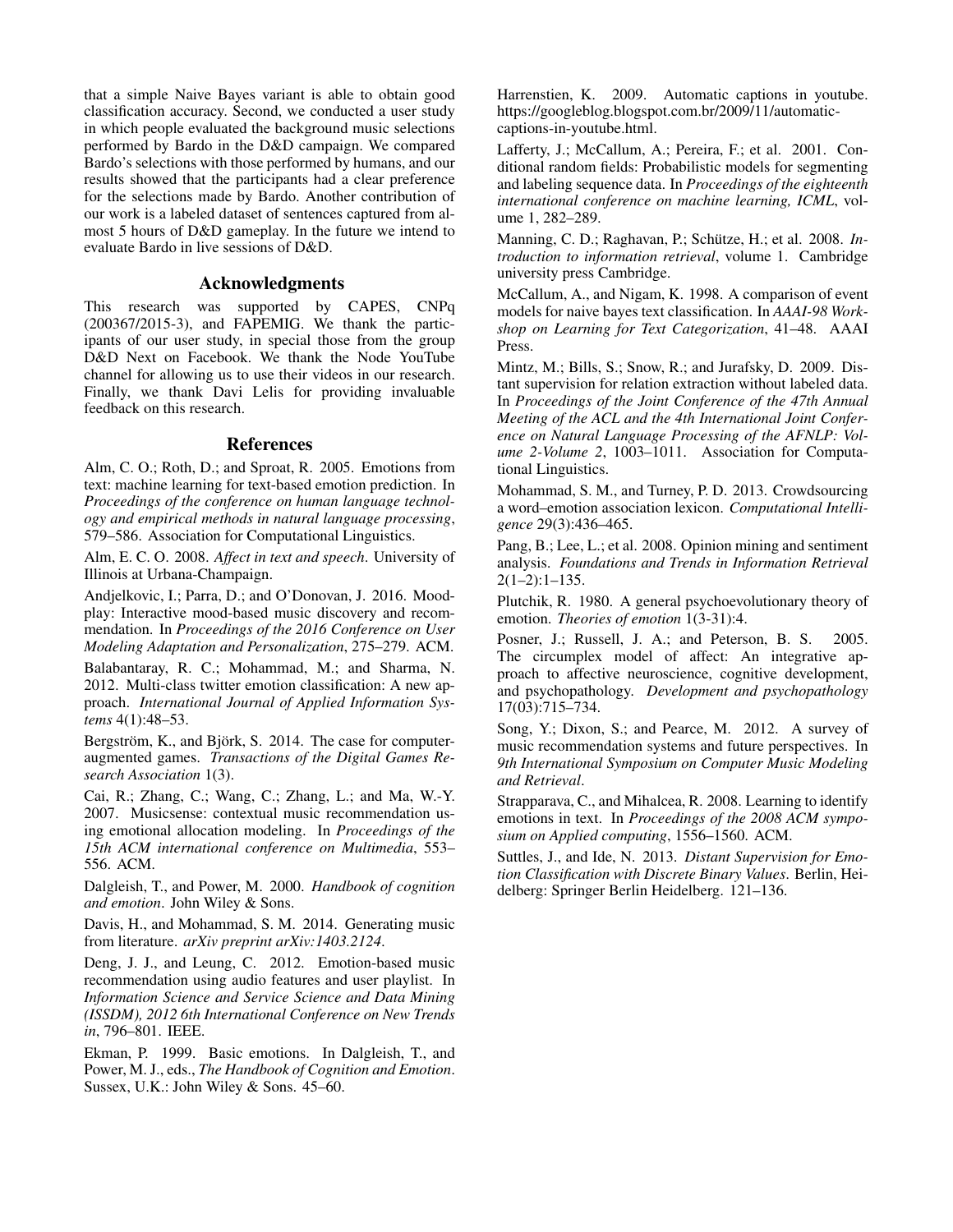that a simple Naive Bayes variant is able to obtain good classification accuracy. Second, we conducted a user study in which people evaluated the background music selections performed by Bardo in the D&D campaign. We compared Bardo's selections with those performed by humans, and our results showed that the participants had a clear preference for the selections made by Bardo. Another contribution of our work is a labeled dataset of sentences captured from almost 5 hours of D&D gameplay. In the future we intend to evaluate Bardo in live sessions of D&D.

## Acknowledgments

This research was supported by CAPES, CNPq (200367/2015-3), and FAPEMIG. We thank the participants of our user study, in special those from the group D&D Next on Facebook. We thank the Node YouTube channel for allowing us to use their videos in our research. Finally, we thank Davi Lelis for providing invaluable feedback on this research.

## References

Alm, C. O.; Roth, D.; and Sproat, R. 2005. Emotions from text: machine learning for text-based emotion prediction. In *Proceedings of the conference on human language technology and empirical methods in natural language processing*, 579–586. Association for Computational Linguistics.

Alm, E. C. O. 2008. *Affect in text and speech*. University of Illinois at Urbana-Champaign.

Andjelkovic, I.; Parra, D.; and O'Donovan, J. 2016. Moodplay: Interactive mood-based music discovery and recommendation. In *Proceedings of the 2016 Conference on User Modeling Adaptation and Personalization*, 275–279. ACM.

Balabantaray, R. C.; Mohammad, M.; and Sharma, N. 2012. Multi-class twitter emotion classification: A new approach. *International Journal of Applied Information Systems* 4(1):48–53.

Bergström, K., and Björk, S. 2014. The case for computer-augmented games. *Transactions of the Digital Games Research Association* 1(3).

Cai, R.; Zhang, C.; Wang, C.; Zhang, L.; and Ma, W.-Y. 2007. Musicsense: contextual music recommendation using emotional allocation modeling. In *Proceedings of the 15th ACM international conference on Multimedia*, 553–556. ACM.

Dalgleish, T., and Power, M. 2000. *Handbook of cognition and emotion*. John Wiley & Sons.

Davis, H., and Mohammad, S. M. 2014. Generating music from literature. *arXiv preprint arXiv:1403.2124*.

Deng, J. J., and Leung, C. 2012. Emotion-based music recommendation using audio features and user playlist. In *Information Science and Service Science and Data Mining (ISSDM), 2012 6th International Conference on New Trends in*, 796–801. IEEE.

Ekman, P. 1999. Basic emotions. In Dalgleish, T., and Power, M. J., eds., *The Handbook of Cognition and Emotion*. Sussex, U.K.: John Wiley & Sons. 45–60.

Harrenstien, K. 2009. Automatic captions in youtube. https://googleblog.blogspot.com.br/2009/11/automatic-captions-in-youtube.html.

Lafferty, J.; McCallum, A.; Pereira, F.; et al. 2001. Conditional random fields: Probabilistic models for segmenting and labeling sequence data. In *Proceedings of the eighteenth international conference on machine learning, ICML*, volume 1, 282–289.

Manning, C. D.; Raghavan, P.; Schütze, H.; et al. 2008. *Introduction to information retrieval*, volume 1. Cambridge university press Cambridge.

McCallum, A., and Nigam, K. 1998. A comparison of event models for naive bayes text classification. In *AAAI-98 Workshop on Learning for Text Categorization*, 41–48. AAAI Press.

Mintz, M.; Bills, S.; Snow, R.; and Jurafsky, D. 2009. Distant supervision for relation extraction without labeled data. In *Proceedings of the Joint Conference of the 47th Annual Meeting of the ACL and the 4th International Joint Conference on Natural Language Processing of the AFNLP: Volume 2-Volume 2*, 1003–1011. Association for Computational Linguistics.

Mohammad, S. M., and Turney, P. D. 2013. Crowdsourcing a word–emotion association lexicon. *Computational Intelligence* 29(3):436–465.

Pang, B.; Lee, L.; et al. 2008. Opinion mining and sentiment analysis. *Foundations and Trends in Information Retrieval* 2(1–2):1–135.

Plutchik, R. 1980. A general psychoevolutionary theory of emotion. *Theories of emotion* 1(3-31):4.

Posner, J.; Russell, J. A.; and Peterson, B. S. 2005. The circumplex model of affect: An integrative approach to affective neuroscience, cognitive development, and psychopathology. *Development and psychopathology* 17(03):715–734.

Song, Y.; Dixon, S.; and Pearce, M. 2012. A survey of music recommendation systems and future perspectives. In *9th International Symposium on Computer Music Modeling and Retrieval*.

Strapparava, C., and Mihalcea, R. 2008. Learning to identify emotions in text. In *Proceedings of the 2008 ACM symposium on Applied computing*, 1556–1560. ACM.

Suttles, J., and Ide, N. 2013. *Distant Supervision for Emotion Classification with Discrete Binary Values*. Berlin, Heidelberg: Springer Berlin Heidelberg. 121–136.